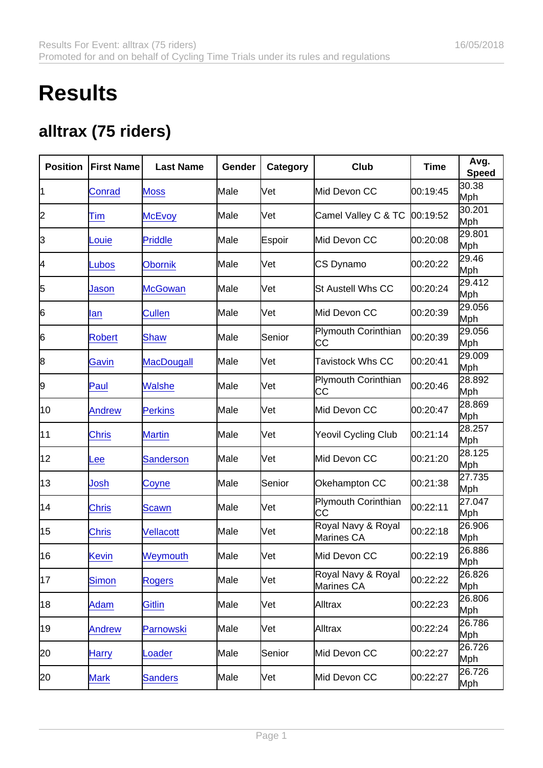# Results

## alltrax (75 riders)

| Position | First Name | Last Name | Gender | Category | Club | Time | Avg. Speed |
|---|---|---|---|---|---|---|---|
| 1 | Conrad | Moss | Male | Vet | Mid Devon CC | 00:19:45 | 30.38 Mph |
| 2 | Tim | McEvoy | Male | Vet | Camel Valley C & TC | 00:19:52 | 30.201 Mph |
| 3 | Louie | Priddle | Male | Espoir | Mid Devon CC | 00:20:08 | 29.801 Mph |
| 4 | Lubos | Obornik | Male | Vet | CS Dynamo | 00:20:22 | 29.46 Mph |
| 5 | Jason | McGowan | Male | Vet | St Austell Whs CC | 00:20:24 | 29.412 Mph |
| 6 | Ian | Cullen | Male | Vet | Mid Devon CC | 00:20:39 | 29.056 Mph |
| 6 | Robert | Shaw | Male | Senior | Plymouth Corinthian CC | 00:20:39 | 29.056 Mph |
| 8 | Gavin | MacDougall | Male | Vet | Tavistock Whs CC | 00:20:41 | 29.009 Mph |
| 9 | Paul | Walshe | Male | Vet | Plymouth Corinthian CC | 00:20:46 | 28.892 Mph |
| 10 | Andrew | Perkins | Male | Vet | Mid Devon CC | 00:20:47 | 28.869 Mph |
| 11 | Chris | Martin | Male | Vet | Yeovil Cycling Club | 00:21:14 | 28.257 Mph |
| 12 | Lee | Sanderson | Male | Vet | Mid Devon CC | 00:21:20 | 28.125 Mph |
| 13 | Josh | Coyne | Male | Senior | Okehampton CC | 00:21:38 | 27.735 Mph |
| 14 | Chris | Scawn | Male | Vet | Plymouth Corinthian CC | 00:22:11 | 27.047 Mph |
| 15 | Chris | Vellacott | Male | Vet | Royal Navy & Royal Marines CA | 00:22:18 | 26.906 Mph |
| 16 | Kevin | Weymouth | Male | Vet | Mid Devon CC | 00:22:19 | 26.886 Mph |
| 17 | Simon | Rogers | Male | Vet | Royal Navy & Royal Marines CA | 00:22:22 | 26.826 Mph |
| 18 | Adam | Gitlin | Male | Vet | Alltrax | 00:22:23 | 26.806 Mph |
| 19 | Andrew | Parnowski | Male | Vet | Alltrax | 00:22:24 | 26.786 Mph |
| 20 | Harry | Loader | Male | Senior | Mid Devon CC | 00:22:27 | 26.726 Mph |
| 20 | Mark | Sanders | Male | Vet | Mid Devon CC | 00:22:27 | 26.726 Mph |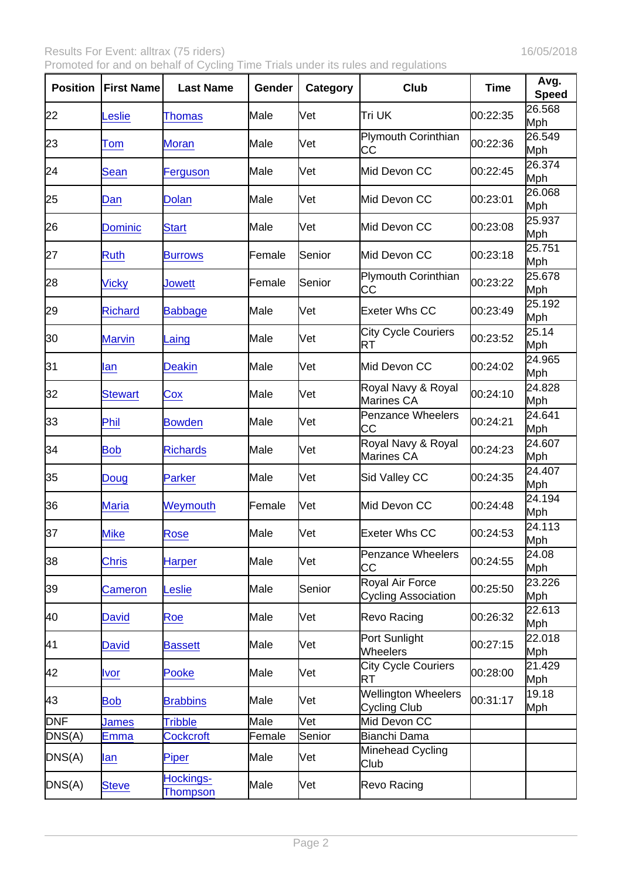| Position | First Name | Last Name | Gender | Category | Club | Time | Avg. Speed |
|---|---|---|---|---|---|---|---|
| 22 | Leslie | Thomas | Male | Vet | Tri UK | 00:22:35 | 26.568 Mph |
| 23 | Tom | Moran | Male | Vet | Plymouth Corinthian CC | 00:22:36 | 26.549 Mph |
| 24 | Sean | Ferguson | Male | Vet | Mid Devon CC | 00:22:45 | 26.374 Mph |
| 25 | Dan | Dolan | Male | Vet | Mid Devon CC | 00:23:01 | 26.068 Mph |
| 26 | Dominic | Start | Male | Vet | Mid Devon CC | 00:23:08 | 25.937 Mph |
| 27 | Ruth | Burrows | Female | Senior | Mid Devon CC | 00:23:18 | 25.751 Mph |
| 28 | Vicky | Jowett | Female | Senior | Plymouth Corinthian CC | 00:23:22 | 25.678 Mph |
| 29 | Richard | Babbage | Male | Vet | Exeter Whs CC | 00:23:49 | 25.192 Mph |
| 30 | Marvin | Laing | Male | Vet | City Cycle Couriers RT | 00:23:52 | 25.14 Mph |
| 31 | Ian | Deakin | Male | Vet | Mid Devon CC | 00:24:02 | 24.965 Mph |
| 32 | Stewart | Cox | Male | Vet | Royal Navy & Royal Marines CA | 00:24:10 | 24.828 Mph |
| 33 | Phil | Bowden | Male | Vet | Penzance Wheelers CC | 00:24:21 | 24.641 Mph |
| 34 | Bob | Richards | Male | Vet | Royal Navy & Royal Marines CA | 00:24:23 | 24.607 Mph |
| 35 | Doug | Parker | Male | Vet | Sid Valley CC | 00:24:35 | 24.407 Mph |
| 36 | Maria | Weymouth | Female | Vet | Mid Devon CC | 00:24:48 | 24.194 Mph |
| 37 | Mike | Rose | Male | Vet | Exeter Whs CC | 00:24:53 | 24.113 Mph |
| 38 | Chris | Harper | Male | Vet | Penzance Wheelers CC | 00:24:55 | 24.08 Mph |
| 39 | Cameron | Leslie | Male | Senior | Royal Air Force Cycling Association | 00:25:50 | 23.226 Mph |
| 40 | David | Roe | Male | Vet | Revo Racing | 00:26:32 | 22.613 Mph |
| 41 | David | Bassett | Male | Vet | Port Sunlight Wheelers | 00:27:15 | 22.018 Mph |
| 42 | Ivor | Pooke | Male | Vet | City Cycle Couriers RT | 00:28:00 | 21.429 Mph |
| 43 | Bob | Brabbins | Male | Vet | Wellington Wheelers Cycling Club | 00:31:17 | 19.18 Mph |
| DNF | James | Tribble | Male | Vet | Mid Devon CC | | |
| DNS(A) | Emma | Cockcroft | Female | Senior | Bianchi Dama | | |
| DNS(A) | Ian | Piper | Male | Vet | Minehead Cycling Club | | |
| DNS(A) | Steve | Hockings-Thompson | Male | Vet | Revo Racing | | |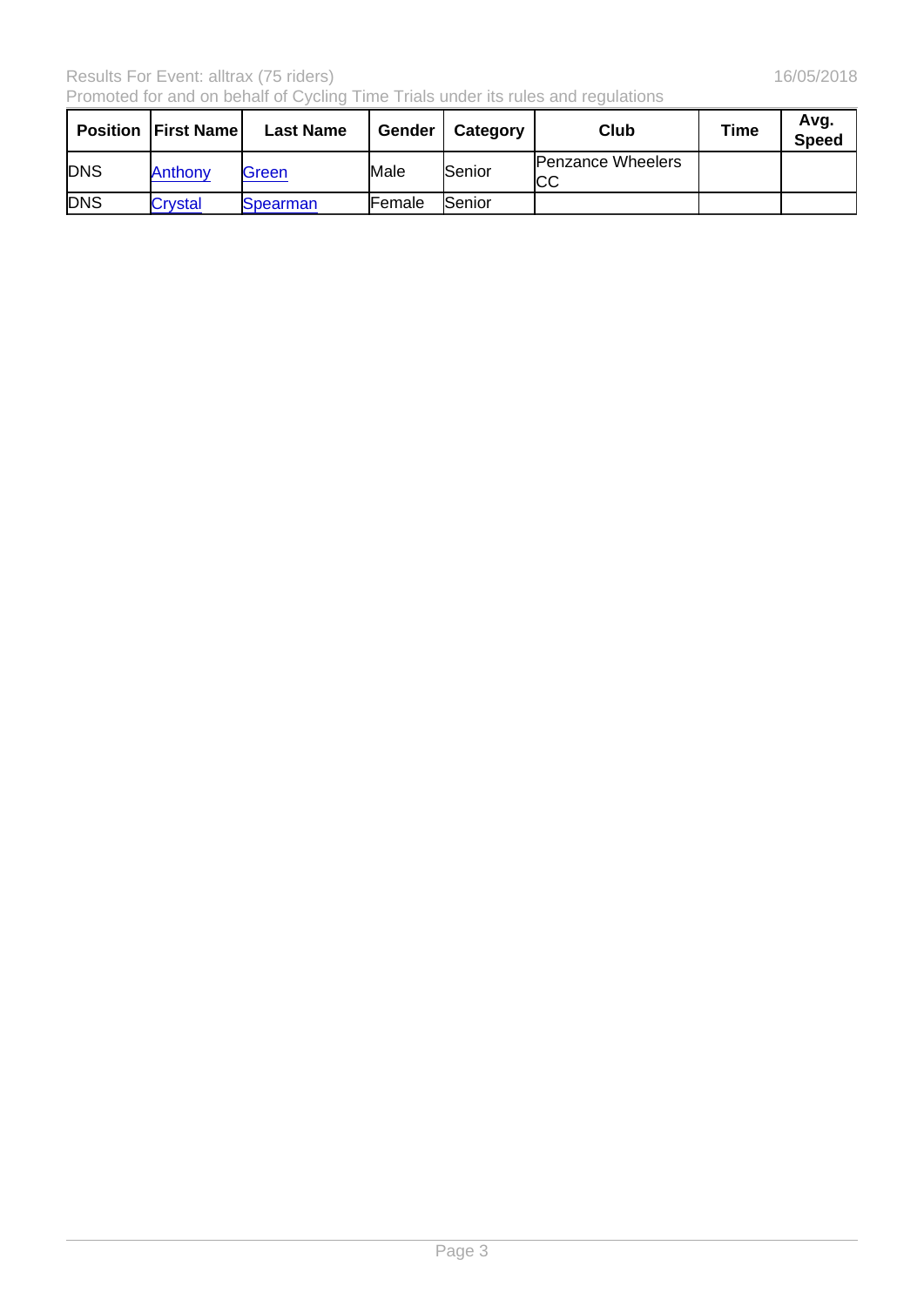| Position | First Name | Last Name | Gender | Category | Club | Time | Avg. Speed |
|---|---|---|---|---|---|---|---|
| DNS | Anthony | Green | Male | Senior | Penzance Wheelers CC | | |
| DNS | Crystal | Spearman | Female | Senior | | | |